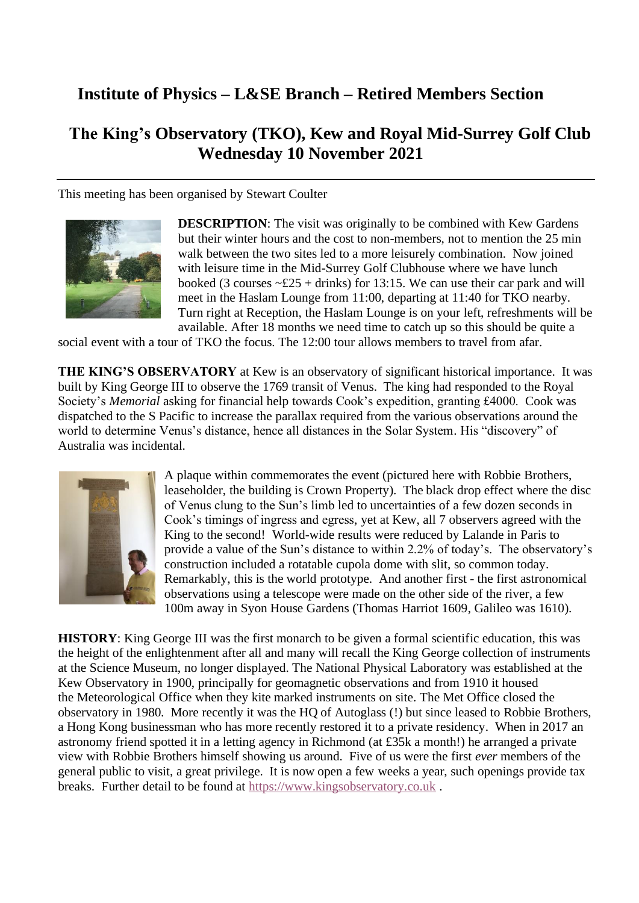# Institute of Physics – L&SE Branch – Retired Members Section

## The King's Observatory (TKO), Kew and Royal Mid-Surrey Golf Club Wednesday 10 November 2021

This meeting has been organised by Stewart Coulter

**DESCRIPTION**: The visit was originally to be combined with Kew Gardens but their winter hours and the cost to non-members, not to mention the 25 min walk between the two sites led to a more leisurely combination. Now joined with leisure time in the Mid-Surrey Golf Clubhouse where we have lunch booked (3 courses ~£25 + drinks) for 13:15. We can use their car park and will meet in the Haslam Lounge from 11:00, departing at 11:40 for TKO nearby. Turn right at Reception, the Haslam Lounge is on your left, refreshments will be available. After 18 months we need time to catch up so this should be quite a social event with a tour of TKO the focus. The 12:00 tour allows members to travel from afar.

**THE KING'S OBSERVATORY** at Kew is an observatory of significant historical importance. It was built by King George III to observe the 1769 transit of Venus. The king had responded to the Royal Society's *Memorial* asking for financial help towards Cook's expedition, granting £4000. Cook was dispatched to the S Pacific to increase the parallax required from the various observations around the world to determine Venus's distance, hence all distances in the Solar System. His "discovery" of Australia was incidental.

A plaque within commemorates the event (pictured here with Robbie Brothers, leaseholder, the building is Crown Property). The black drop effect where the disc of Venus clung to the Sun's limb led to uncertainties of a few dozen seconds in Cook's timings of ingress and egress, yet at Kew, all 7 observers agreed with the King to the second! World-wide results were reduced by Lalande in Paris to provide a value of the Sun's distance to within 2.2% of today's. The observatory's construction included a rotatable cupola dome with slit, so common today. Remarkably, this is the world prototype. And another first - the first astronomical observations using a telescope were made on the other side of the river, a few 100m away in Syon House Gardens (Thomas Harriot 1609, Galileo was 1610).

**HISTORY**: King George III was the first monarch to be given a formal scientific education, this was the height of the enlightenment after all and many will recall the King George collection of instruments at the Science Museum, no longer displayed. The National Physical Laboratory was established at the Kew Observatory in 1900, principally for geomagnetic observations and from 1910 it housed the Meteorological Office when they kite marked instruments on site. The Met Office closed the observatory in 1980. More recently it was the HQ of Autoglass (!) but since leased to Robbie Brothers, a Hong Kong businessman who has more recently restored it to a private residency. When in 2017 an astronomy friend spotted it in a letting agency in Richmond (at £35k a month!) he arranged a private view with Robbie Brothers himself showing us around. Five of us were the first *ever* members of the general public to visit, a great privilege. It is now open a few weeks a year, such openings provide tax breaks. Further detail to be found at https://www.kingsobservatory.co.uk .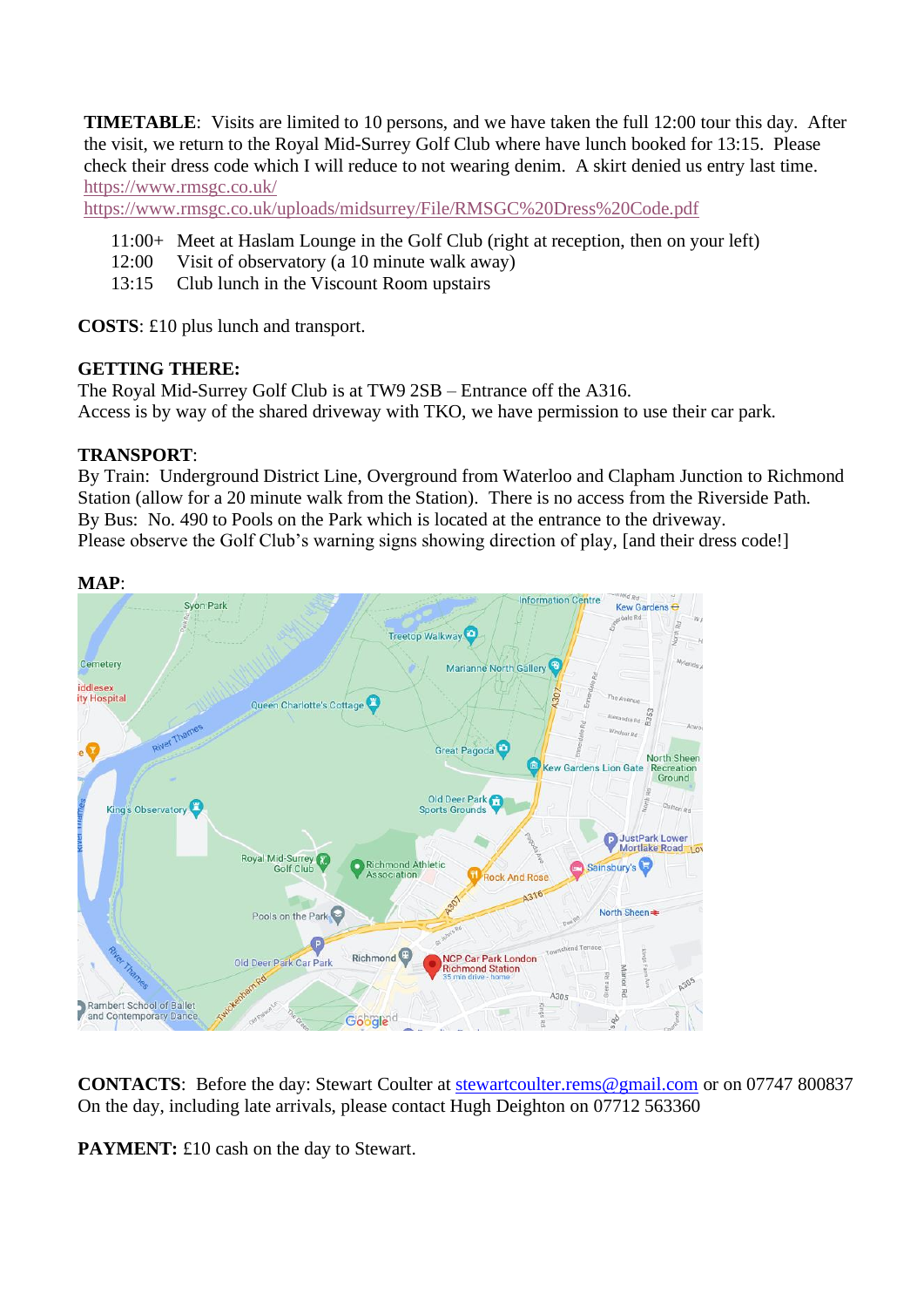**TIMETABLE**: Visits are limited to 10 persons, and we have taken the full 12:00 tour this day. After the visit, we return to the Royal Mid-Surrey Golf Club where have lunch booked for 13:15. Please check their dress code which I will reduce to not wearing denim. A skirt denied us entry last time.
https://www.rmsgc.co.uk/
https://www.rmsgc.co.uk/uploads/midsurrey/File/RMSGC%20Dress%20Code.pdf

- 11:00+ Meet at Haslam Lounge in the Golf Club (right at reception, then on your left)
- 12:00 Visit of observatory (a 10 minute walk away)
- 13:15 Club lunch in the Viscount Room upstairs

**COSTS**: £10 plus lunch and transport.

**GETTING THERE:**
The Royal Mid-Surrey Golf Club is at TW9 2SB – Entrance off the A316.
Access is by way of the shared driveway with TKO, we have permission to use their car park.

**TRANSPORT**:
By Train: Underground District Line, Overground from Waterloo and Clapham Junction to Richmond Station (allow for a 20 minute walk from the Station). There is no access from the Riverside Path.
By Bus: No. 490 to Pools on the Park which is located at the entrance to the driveway.
Please observe the Golf Club's warning signs showing direction of play, [and their dress code!]

**MAP**:

Syon Park
Information Centre
Kew Gardens
Treetop Walkway
Cemetery
Marianne North Gallery
iddlesex
ity Hospital
Queen Charlotte's Cottage
A307
River Thames
Great Pagoda
Kew Gardens Lion Gate
North Sheen Recreation Ground
King's Observatory
Old Deer Park Sports Grounds
JustPark Lower Mortlake Road
Royal Mid-Surrey Golf Club
Richmond Athletic Association
Rock And Rose
Sainsbury's
A316
Pools on the Park
North Sheen
Old Deer Park Car Park
Richmond
NCP Car Park London Richmond Station
35 min drive - home
River Thames
Twickenham Rd
A305
Rambert School of Ballet and Contemporary Dance
Google

**CONTACTS**: Before the day: Stewart Coulter at stewartcoulter.rems@gmail.com or on 07747 800837
On the day, including late arrivals, please contact Hugh Deighton on 07712 563360

**PAYMENT:** £10 cash on the day to Stewart.